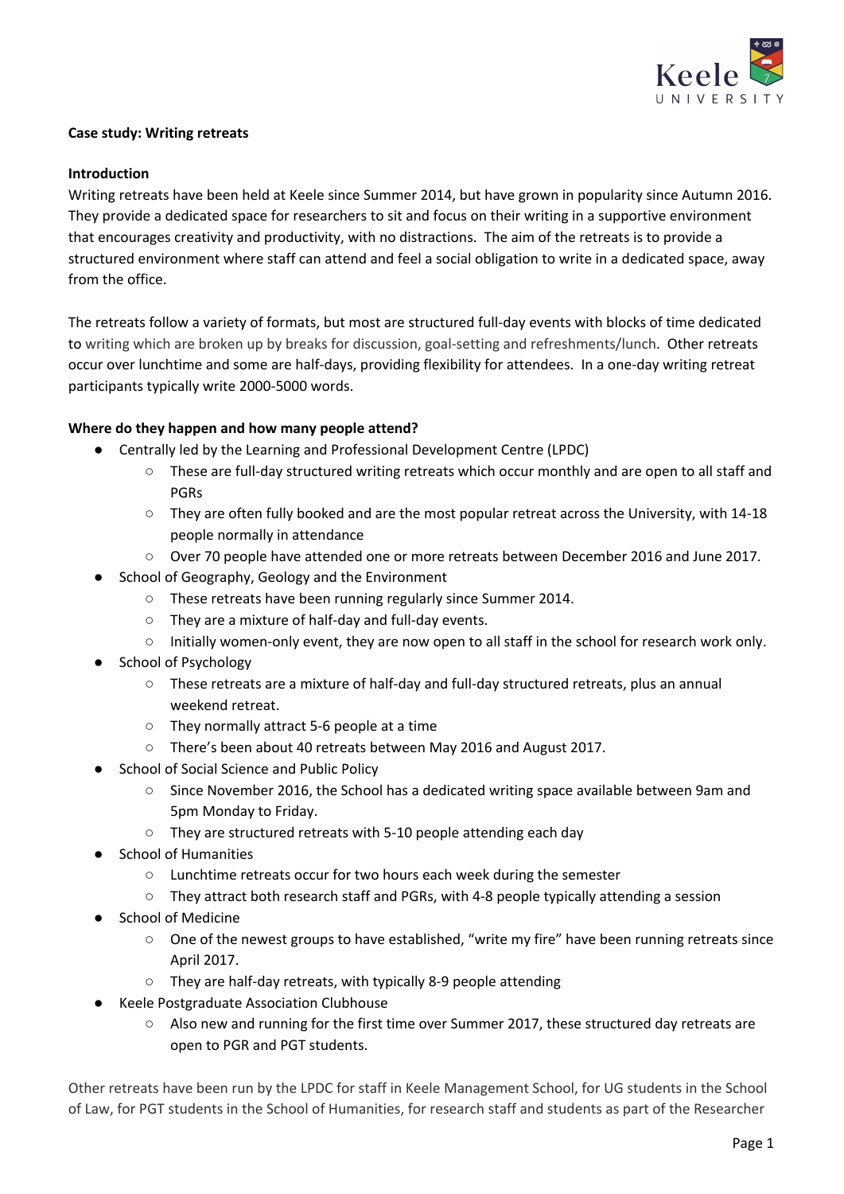**Case study: Writing retreats**

**Introduction**

Writing retreats have been held at Keele since Summer 2014, but have grown in popularity since Autumn 2016. They provide a dedicated space for researchers to sit and focus on their writing in a supportive environment that encourages creativity and productivity, with no distractions. The aim of the retreats is to provide a structured environment where staff can attend and feel a social obligation to write in a dedicated space, away from the office.

The retreats follow a variety of formats, but most are structured full-day events with blocks of time dedicated to writing which are broken up by breaks for discussion, goal-setting and refreshments/lunch. Other retreats occur over lunchtime and some are half-days, providing flexibility for attendees. In a one-day writing retreat participants typically write 2000-5000 words.

**Where do they happen and how many people attend?**

- Centrally led by the Learning and Professional Development Centre (LPDC)
  - These are full-day structured writing retreats which occur monthly and are open to all staff and PGRs
  - They are often fully booked and are the most popular retreat across the University, with 14-18 people normally in attendance
  - Over 70 people have attended one or more retreats between December 2016 and June 2017.
- School of Geography, Geology and the Environment
  - These retreats have been running regularly since Summer 2014.
  - They are a mixture of half-day and full-day events.
  - Initially women-only event, they are now open to all staff in the school for research work only.
- School of Psychology
  - These retreats are a mixture of half-day and full-day structured retreats, plus an annual weekend retreat.
  - They normally attract 5-6 people at a time
  - There's been about 40 retreats between May 2016 and August 2017.
- School of Social Science and Public Policy
  - Since November 2016, the School has a dedicated writing space available between 9am and 5pm Monday to Friday.
  - They are structured retreats with 5-10 people attending each day
- School of Humanities
  - Lunchtime retreats occur for two hours each week during the semester
  - They attract both research staff and PGRs, with 4-8 people typically attending a session
- School of Medicine
  - One of the newest groups to have established, "write my fire" have been running retreats since April 2017.
  - They are half-day retreats, with typically 8-9 people attending
- Keele Postgraduate Association Clubhouse
  - Also new and running for the first time over Summer 2017, these structured day retreats are open to PGR and PGT students.

Other retreats have been run by the LPDC for staff in Keele Management School, for UG students in the School of Law, for PGT students in the School of Humanities, for research staff and students as part of the Researcher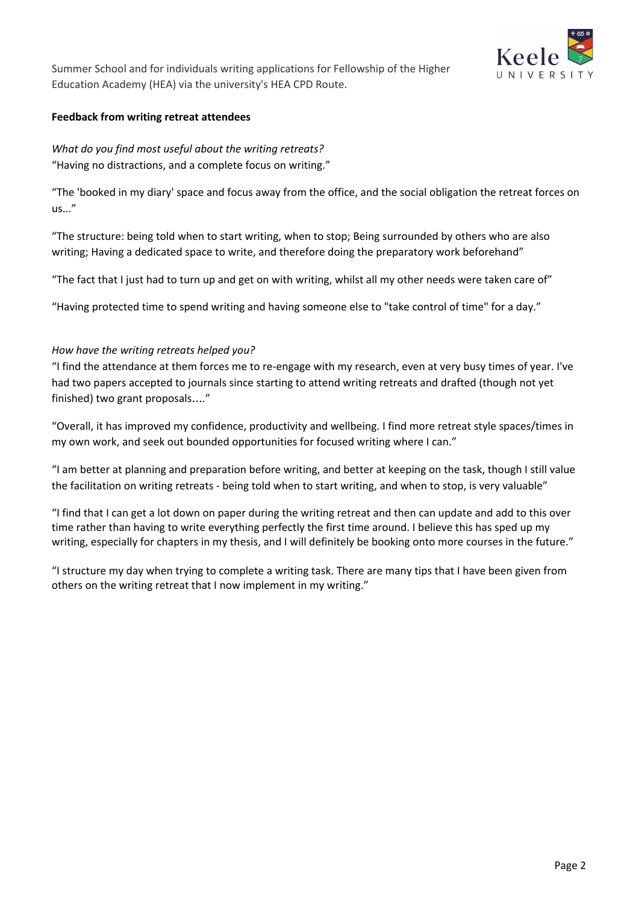Summer School and for individuals writing applications for Fellowship of the Higher Education Academy (HEA) via the university's HEA CPD Route.

**Feedback from writing retreat attendees**

*What do you find most useful about the writing retreats?*
“Having no distractions, and a complete focus on writing.”

“The 'booked in my diary' space and focus away from the office, and the social obligation the retreat forces on us...”

“The structure: being told when to start writing, when to stop; Being surrounded by others who are also writing; Having a dedicated space to write, and therefore doing the preparatory work beforehand”

“The fact that I just had to turn up and get on with writing, whilst all my other needs were taken care of”

“Having protected time to spend writing and having someone else to "take control of time" for a day.”

*How have the writing retreats helped you?*
“I find the attendance at them forces me to re-engage with my research, even at very busy times of year. I've had two papers accepted to journals since starting to attend writing retreats and drafted (though not yet finished) two grant proposals….”

“Overall, it has improved my confidence, productivity and wellbeing. I find more retreat style spaces/times in my own work, and seek out bounded opportunities for focused writing where I can.”

“I am better at planning and preparation before writing, and better at keeping on the task, though I still value the facilitation on writing retreats - being told when to start writing, and when to stop, is very valuable”

“I find that I can get a lot down on paper during the writing retreat and then can update and add to this over time rather than having to write everything perfectly the first time around. I believe this has sped up my writing, especially for chapters in my thesis, and I will definitely be booking onto more courses in the future.”

“I structure my day when trying to complete a writing task. There are many tips that I have been given from others on the writing retreat that I now implement in my writing.”